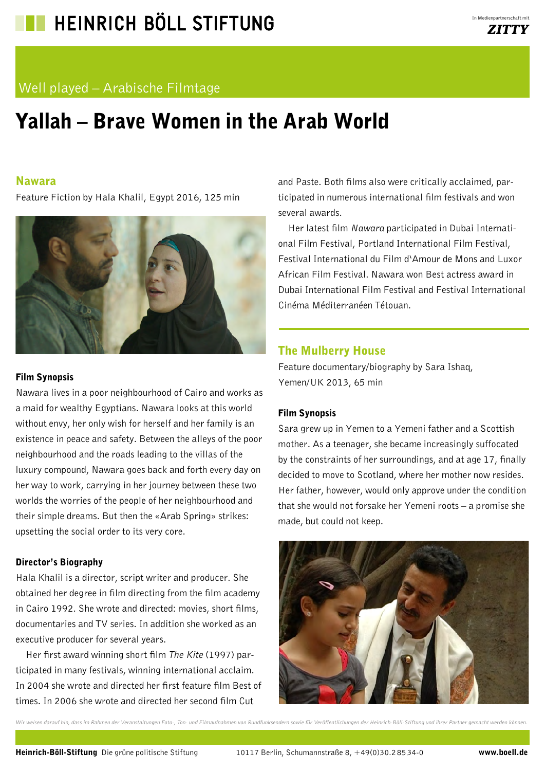# HEINRICH BÖLL STIFTUNG

In Medienpartnerschaft mit ZITTY

Well played – Arabische Filmtage

# Yallah – Brave Women in the Arab World

## Nawara

Feature Fiction by Hala Khalil, Egypt 2016, 125 min

### Film Synopsis

Nawara lives in a poor neighbourhood of Cairo and works as a maid for wealthy Egyptians. Nawara looks at this world without envy, her only wish for herself and her family is an existence in peace and safety. Between the alleys of the poor neighbourhood and the roads leading to the villas of the luxury compound, Nawara goes back and forth every day on her way to work, carrying in her journey between these two worlds the worries of the people of her neighbourhood and their simple dreams. But then the «Arab Spring» strikes: upsetting the social order to its very core.

### Director's Biography

Hala Khalil is a director, script writer and producer. She obtained her degree in film directing from the film academy in Cairo 1992. She wrote and directed: movies, short films, documentaries and TV series. In addition she worked as an executive producer for several years.

Her first award winning short film *The Kite* (1997) participated in many festivals, winning international acclaim. In 2004 she wrote and directed her first feature film Best of times. In 2006 she wrote and directed her second film Cut and Paste. Both films also were critically acclaimed, participated in numerous international film festivals and won several awards.

Her latest film *Nawara* participated in Dubai International Film Festival, Portland International Film Festival, Festival International du Film d'Amour de Mons and Luxor African Film Festival. Nawara won Best actress award in Dubai International Film Festival and Festival International Cinéma Méditerranéen Tétouan.

## The Mulberry House

Feature documentary/biography by Sara Ishaq, Yemen/UK 2013, 65 min

### Film Synopsis

Sara grew up in Yemen to a Yemeni father and a Scottish mother. As a teenager, she became increasingly suffocated by the constraints of her surroundings, and at age 17, finally decided to move to Scotland, where her mother now resides. Her father, however, would only approve under the condition that she would not forsake her Yemeni roots – a promise she made, but could not keep.

*Wir weisen darauf hin, dass im Rahmen der Veranstaltungen Foto-, Ton- und Filmaufnahmen von Rundfunksendern sowie für Veröffentlichungen der Heinrich-Böll-Stiftung und ihrer Partner gemacht werden können.*

**Heinrich-Böll-Stiftung** Die grüne politische Stiftung 10117 Berlin, Schumannstraße 8, +49(0)30.285 34-0 **www.boell.de**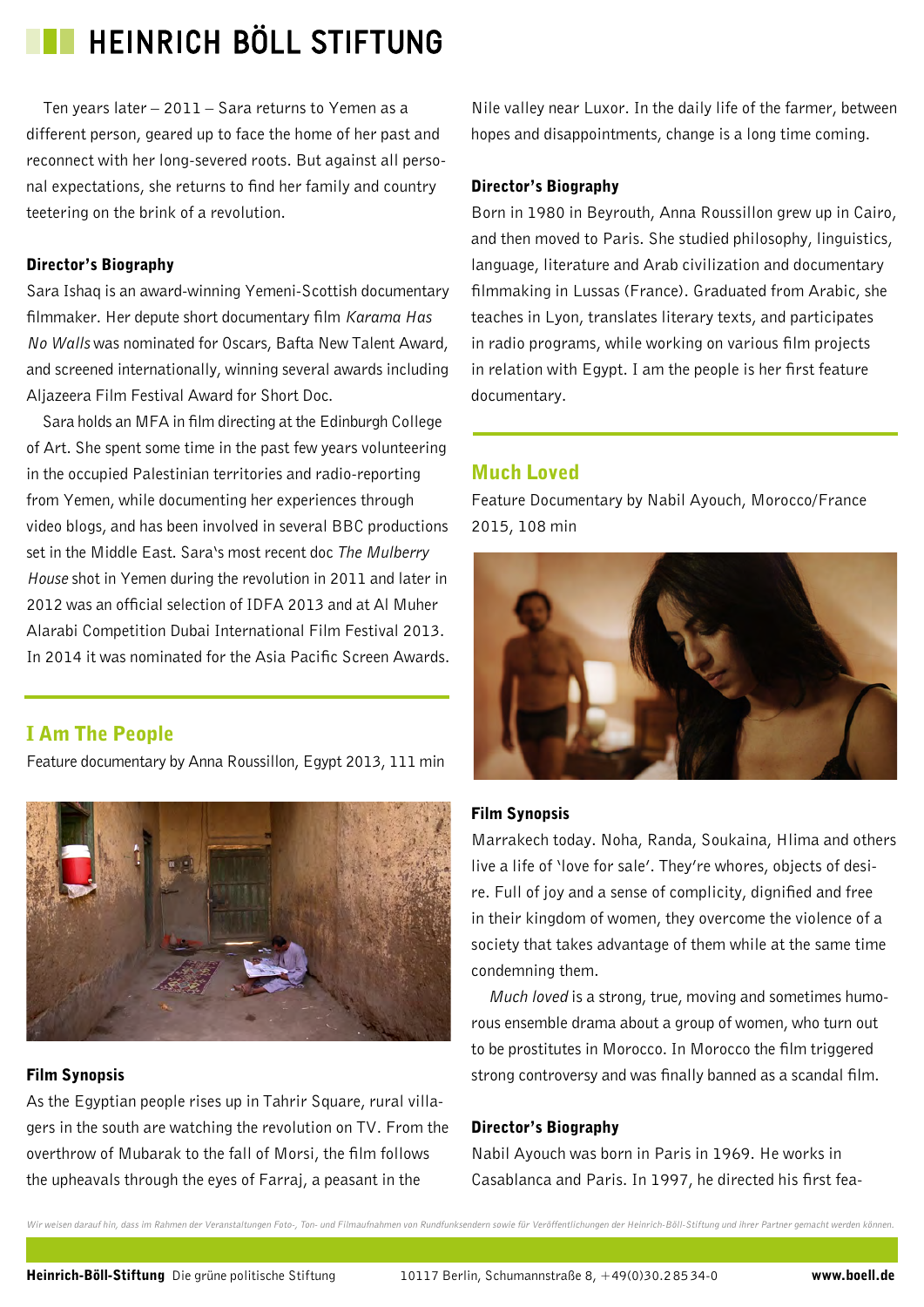Ten years later – 2011 – Sara returns to Yemen as a different person, geared up to face the home of her past and reconnect with her long-severed roots. But against all personal expectations, she returns to find her family and country teetering on the brink of a revolution.

### Director's Biography

Sara Ishaq is an award-winning Yemeni-Scottish documentary filmmaker. Her depute short documentary film *Karama Has No Walls* was nominated for Oscars, Bafta New Talent Award, and screened internationally, winning several awards including Aljazeera Film Festival Award for Short Doc.

Sara holds an MFA in film directing at the Edinburgh College of Art. She spent some time in the past few years volunteering in the occupied Palestinian territories and radio-reporting from Yemen, while documenting her experiences through video blogs, and has been involved in several BBC productions set in the Middle East. Sara's most recent doc *The Mulberry House* shot in Yemen during the revolution in 2011 and later in 2012 was an official selection of IDFA 2013 and at Al Muher Alarabi Competition Dubai International Film Festival 2013. In 2014 it was nominated for the Asia Pacific Screen Awards.

## I Am The People

Feature documentary by Anna Roussillon, Egypt 2013, 111 min

### Film Synopsis

As the Egyptian people rises up in Tahrir Square, rural villagers in the south are watching the revolution on TV. From the overthrow of Mubarak to the fall of Morsi, the film follows the upheavals through the eyes of Farraj, a peasant in the Nile valley near Luxor. In the daily life of the farmer, between hopes and disappointments, change is a long time coming.

### Director's Biography

Born in 1980 in Beyrouth, Anna Roussillon grew up in Cairo, and then moved to Paris. She studied philosophy, linguistics, language, literature and Arab civilization and documentary filmmaking in Lussas (France). Graduated from Arabic, she teaches in Lyon, translates literary texts, and participates in radio programs, while working on various film projects in relation with Egypt. I am the people is her first feature documentary.

## Much Loved

Feature Documentary by Nabil Ayouch, Morocco/France 2015, 108 min

### Film Synopsis

Marrakech today. Noha, Randa, Soukaina, Hlima and others live a life of 'love for sale'. They're whores, objects of desire. Full of joy and a sense of complicity, dignified and free in their kingdom of women, they overcome the violence of a society that takes advantage of them while at the same time condemning them.

*Much loved* is a strong, true, moving and sometimes humorous ensemble drama about a group of women, who turn out to be prostitutes in Morocco. In Morocco the film triggered strong controversy and was finally banned as a scandal film.

### Director's Biography

Nabil Ayouch was born in Paris in 1969. He works in Casablanca and Paris. In 1997, he directed his first fea-

*Wir weisen darauf hin, dass im Rahmen der Veranstaltungen Foto-, Ton- und Filmaufnahmen von Rundfunksendern sowie für Veröffentlichungen der Heinrich-Böll-Stiftung und ihrer Partner gemacht werden können.*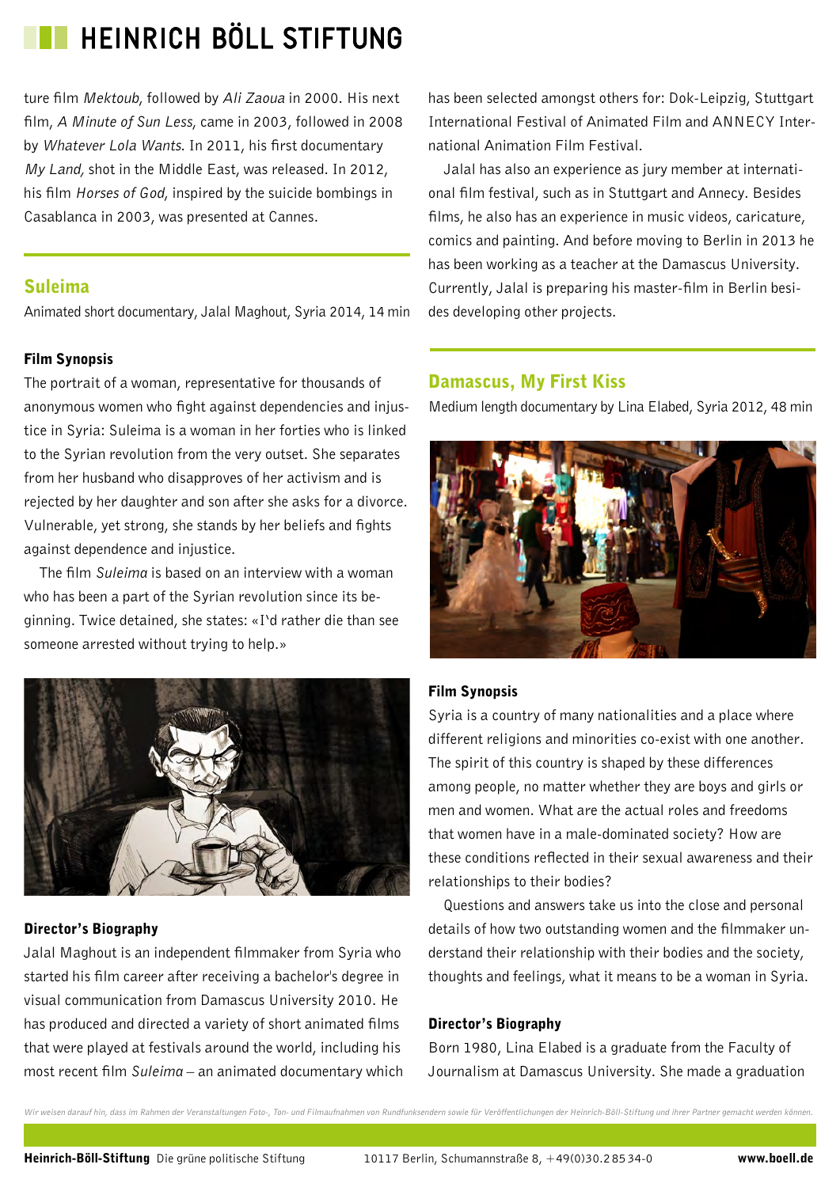ture film *Mektoub*, followed by *Ali Zaoua* in 2000. His next film, *A Minute of Sun Less*, came in 2003, followed in 2008 by *Whatever Lola Wants*. In 2011, his first documentary *My Land*, shot in the Middle East, was released. In 2012, his film *Horses of God*, inspired by the suicide bombings in Casablanca in 2003, was presented at Cannes.

## Suleima

Animated short documentary, Jalal Maghout, Syria 2014, 14 min

### Film Synopsis

The portrait of a woman, representative for thousands of anonymous women who fight against dependencies and injustice in Syria: Suleima is a woman in her forties who is linked to the Syrian revolution from the very outset. She separates from her husband who disapproves of her activism and is rejected by her daughter and son after she asks for a divorce. Vulnerable, yet strong, she stands by her beliefs and fights against dependence and injustice.

The film *Suleima* is based on an interview with a woman who has been a part of the Syrian revolution since its beginning. Twice detained, she states: «I'd rather die than see someone arrested without trying to help.»

### Director's Biography

Jalal Maghout is an independent filmmaker from Syria who started his film career after receiving a bachelor's degree in visual communication from Damascus University 2010. He has produced and directed a variety of short animated films that were played at festivals around the world, including his most recent film *Suleima* – an animated documentary which has been selected amongst others for: Dok-Leipzig, Stuttgart International Festival of Animated Film and ANNECY International Animation Film Festival.

Jalal has also an experience as jury member at international film festival, such as in Stuttgart and Annecy. Besides films, he also has an experience in music videos, caricature, comics and painting. And before moving to Berlin in 2013 he has been working as a teacher at the Damascus University. Currently, Jalal is preparing his master-film in Berlin besides developing other projects.

## Damascus, My First Kiss

Medium length documentary by Lina Elabed, Syria 2012, 48 min

### Film Synopsis

Syria is a country of many nationalities and a place where different religions and minorities co-exist with one another. The spirit of this country is shaped by these differences among people, no matter whether they are boys and girls or men and women. What are the actual roles and freedoms that women have in a male-dominated society? How are these conditions reflected in their sexual awareness and their relationships to their bodies?

Questions and answers take us into the close and personal details of how two outstanding women and the filmmaker understand their relationship with their bodies and the society, thoughts and feelings, what it means to be a woman in Syria.

### Director's Biography

Born 1980, Lina Elabed is a graduate from the Faculty of Journalism at Damascus University. She made a graduation

*Wir weisen darauf hin, dass im Rahmen der Veranstaltungen Foto-, Ton- und Filmaufnahmen von Rundfunksendern sowie für Veröffentlichungen der Heinrich-Böll-Stiftung und ihrer Partner gemacht werden können.*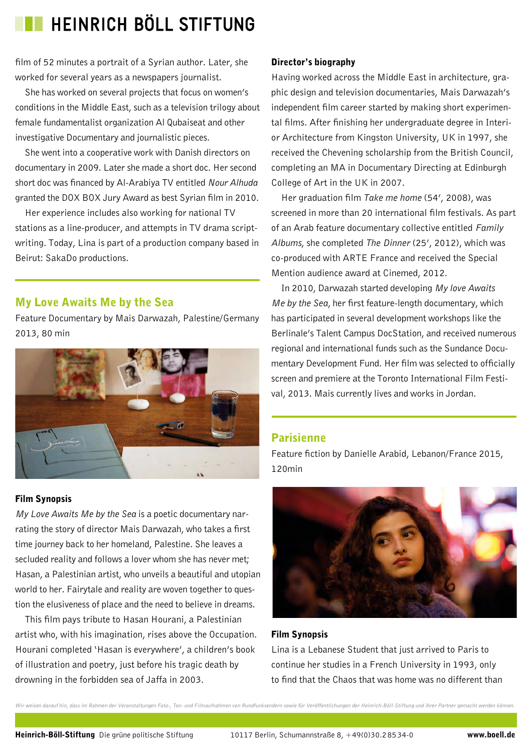film of 52 minutes a portrait of a Syrian author. Later, she worked for several years as a newspapers journalist.

She has worked on several projects that focus on women's conditions in the Middle East, such as a television trilogy about female fundamentalist organization Al Qubaiseat and other investigative Documentary and journalistic pieces.

She went into a cooperative work with Danish directors on documentary in 2009. Later she made a short doc. Her second short doc was financed by Al-Arabiya TV entitled *Nour Alhuda* granted the DOX BOX Jury Award as best Syrian film in 2010.

Her experience includes also working for national TV stations as a line-producer, and attempts in TV drama scriptwriting. Today, Lina is part of a production company based in Beirut: SakaDo productions.

## My Love Awaits Me by the Sea

Feature Documentary by Mais Darwazah, Palestine/Germany 2013, 80 min

### Film Synopsis

*My Love Awaits Me by the Sea* is a poetic documentary narrating the story of director Mais Darwazah, who takes a first time journey back to her homeland, Palestine. She leaves a secluded reality and follows a lover whom she has never met; Hasan, a Palestinian artist, who unveils a beautiful and utopian world to her. Fairytale and reality are woven together to question the elusiveness of place and the need to believe in dreams.

This film pays tribute to Hasan Hourani, a Palestinian artist who, with his imagination, rises above the Occupation. Hourani completed 'Hasan is everywhere', a children's book of illustration and poetry, just before his tragic death by drowning in the forbidden sea of Jaffa in 2003.

### Director's biography

Having worked across the Middle East in architecture, graphic design and television documentaries, Mais Darwazah's independent film career started by making short experimental films. After finishing her undergraduate degree in Interior Architecture from Kingston University, UK in 1997, she received the Chevening scholarship from the British Council, completing an MA in Documentary Directing at Edinburgh College of Art in the UK in 2007.

Her graduation film *Take me home* (54', 2008), was screened in more than 20 international film festivals. As part of an Arab feature documentary collective entitled *Family Albums*, she completed *The Dinner* (25', 2012), which was co-produced with ARTE France and received the Special Mention audience award at Cinemed, 2012.

In 2010, Darwazah started developing *My love Awaits Me by the Sea*, her first feature-length documentary, which has participated in several development workshops like the Berlinale's Talent Campus DocStation, and received numerous regional and international funds such as the Sundance Documentary Development Fund. Her film was selected to officially screen and premiere at the Toronto International Film Festival, 2013. Mais currently lives and works in Jordan.

## Parisienne

Feature fiction by Danielle Arabid, Lebanon/France 2015, 120min

### Film Synopsis

Lina is a Lebanese Student that just arrived to Paris to continue her studies in a French University in 1993, only to find that the Chaos that was home was no different than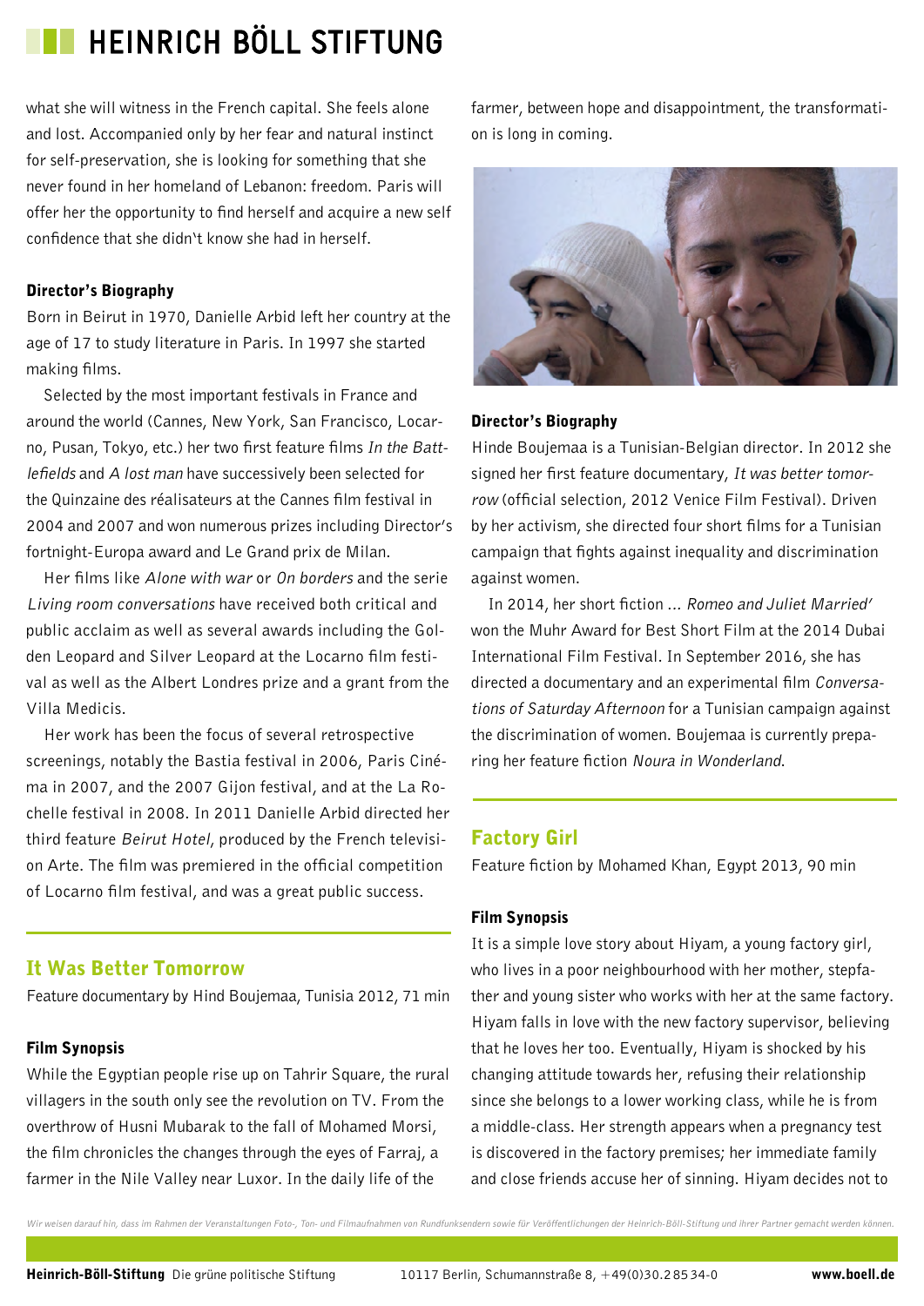what she will witness in the French capital. She feels alone and lost. Accompanied only by her fear and natural instinct for self-preservation, she is looking for something that she never found in her homeland of Lebanon: freedom. Paris will offer her the opportunity to find herself and acquire a new self confidence that she didn't know she had in herself.

### Director's Biography

Born in Beirut in 1970, Danielle Arbid left her country at the age of 17 to study literature in Paris. In 1997 she started making films.

Selected by the most important festivals in France and around the world (Cannes, New York, San Francisco, Locarno, Pusan, Tokyo, etc.) her two first feature films *In the Battlefields* and *A lost man* have successively been selected for the Quinzaine des réalisateurs at the Cannes film festival in 2004 and 2007 and won numerous prizes including Director's fortnight-Europa award and Le Grand prix de Milan.

Her films like *Alone with war* or *On borders* and the serie *Living room conversations* have received both critical and public acclaim as well as several awards including the Golden Leopard and Silver Leopard at the Locarno film festival as well as the Albert Londres prize and a grant from the Villa Medicis.

Her work has been the focus of several retrospective screenings, notably the Bastia festival in 2006, Paris Cinéma in 2007, and the 2007 Gijon festival, and at the La Rochelle festival in 2008. In 2011 Danielle Arbid directed her third feature *Beirut Hotel*, produced by the French television Arte. The film was premiered in the official competition of Locarno film festival, and was a great public success.

## It Was Better Tomorrow

Feature documentary by Hind Boujemaa, Tunisia 2012, 71 min

### Film Synopsis

While the Egyptian people rise up on Tahrir Square, the rural villagers in the south only see the revolution on TV. From the overthrow of Husni Mubarak to the fall of Mohamed Morsi, the film chronicles the changes through the eyes of Farraj, a farmer in the Nile Valley near Luxor. In the daily life of the farmer, between hope and disappointment, the transformation is long in coming.

### Director's Biography

Hinde Boujemaa is a Tunisian-Belgian director. In 2012 she signed her first feature documentary, *It was better tomorrow* (official selection, 2012 Venice Film Festival). Driven by her activism, she directed four short films for a Tunisian campaign that fights against inequality and discrimination against women.

In 2014, her short fiction *... Romeo and Juliet Married'* won the Muhr Award for Best Short Film at the 2014 Dubai International Film Festival. In September 2016, she has directed a documentary and an experimental film *Conversations of Saturday Afternoon* for a Tunisian campaign against the discrimination of women. Boujemaa is currently preparing her feature fiction *Noura in Wonderland*.

## Factory Girl

Feature fiction by Mohamed Khan, Egypt 2013, 90 min

### Film Synopsis

It is a simple love story about Hiyam, a young factory girl, who lives in a poor neighbourhood with her mother, stepfather and young sister who works with her at the same factory. Hiyam falls in love with the new factory supervisor, believing that he loves her too. Eventually, Hiyam is shocked by his changing attitude towards her, refusing their relationship since she belongs to a lower working class, while he is from a middle-class. Her strength appears when a pregnancy test is discovered in the factory premises; her immediate family and close friends accuse her of sinning. Hiyam decides not to

*Wir weisen darauf hin, dass im Rahmen der Veranstaltungen Foto-, Ton- und Filmaufnahmen von Rundfunksendern sowie für Veröffentlichungen der Heinrich-Böll-Stiftung und ihrer Partner gemacht werden können.*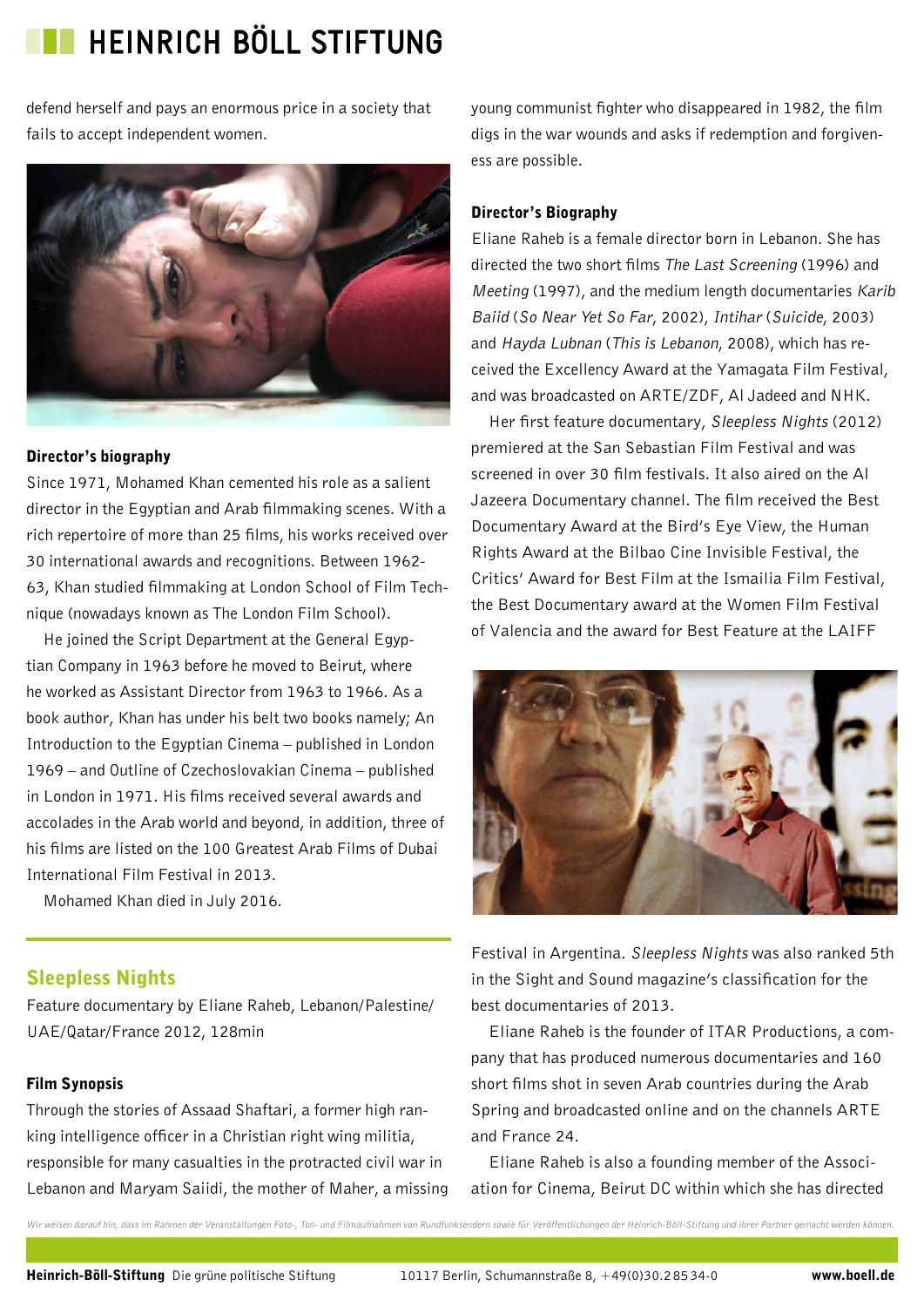defend herself and pays an enormous price in a society that fails to accept independent women.

### Director's biography

Since 1971, Mohamed Khan cemented his role as a salient director in the Egyptian and Arab filmmaking scenes. With a rich repertoire of more than 25 films, his works received over 30 international awards and recognitions. Between 1962-63, Khan studied filmmaking at London School of Film Technique (nowadays known as The London Film School).

He joined the Script Department at the General Egyptian Company in 1963 before he moved to Beirut, where he worked as Assistant Director from 1963 to 1966. As a book author, Khan has under his belt two books namely; An Introduction to the Egyptian Cinema – published in London 1969 – and Outline of Czechoslovakian Cinema – published in London in 1971. His films received several awards and accolades in the Arab world and beyond, in addition, three of his films are listed on the 100 Greatest Arab Films of Dubai International Film Festival in 2013.

Mohamed Khan died in July 2016.

## Sleepless Nights

Feature documentary by Eliane Raheb, Lebanon/Palestine/UAE/Qatar/France 2012, 128min

### Film Synopsis

Through the stories of Assaad Shaftari, a former high ranking intelligence officer in a Christian right wing militia, responsible for many casualties in the protracted civil war in Lebanon and Maryam Saiidi, the mother of Maher, a missing young communist fighter who disappeared in 1982, the film digs in the war wounds and asks if redemption and forgiveness are possible.

### Director's Biography

Eliane Raheb is a female director born in Lebanon. She has directed the two short films *The Last Screening* (1996) and *Meeting* (1997), and the medium length documentaries *Karib Baiid* (*So Near Yet So Far*, 2002), *Intihar* (*Suicide*, 2003) and *Hayda Lubnan* (*This is Lebanon*, 2008), which has received the Excellency Award at the Yamagata Film Festival, and was broadcasted on ARTE/ZDF, Al Jadeed and NHK.

Her first feature documentary, *Sleepless Nights* (2012) premiered at the San Sebastian Film Festival and was screened in over 30 film festivals. It also aired on the Al Jazeera Documentary channel. The film received the Best Documentary Award at the Bird's Eye View, the Human Rights Award at the Bilbao Cine Invisible Festival, the Critics' Award for Best Film at the Ismailia Film Festival, the Best Documentary award at the Women Film Festival of Valencia and the award for Best Feature at the LAIFF Festival in Argentina. *Sleepless Nights* was also ranked 5th in the Sight and Sound magazine's classification for the best documentaries of 2013.

Eliane Raheb is the founder of ITAR Productions, a company that has produced numerous documentaries and 160 short films shot in seven Arab countries during the Arab Spring and broadcasted online and on the channels ARTE and France 24.

Eliane Raheb is also a founding member of the Association for Cinema, Beirut DC within which she has directed

*Wir weisen darauf hin, dass im Rahmen der Veranstaltungen Foto-, Ton- und Filmaufnahmen von Rundfunksendern sowie für Veröffentlichungen der Heinrich-Böll-Stiftung und ihrer Partner gemacht werden können.*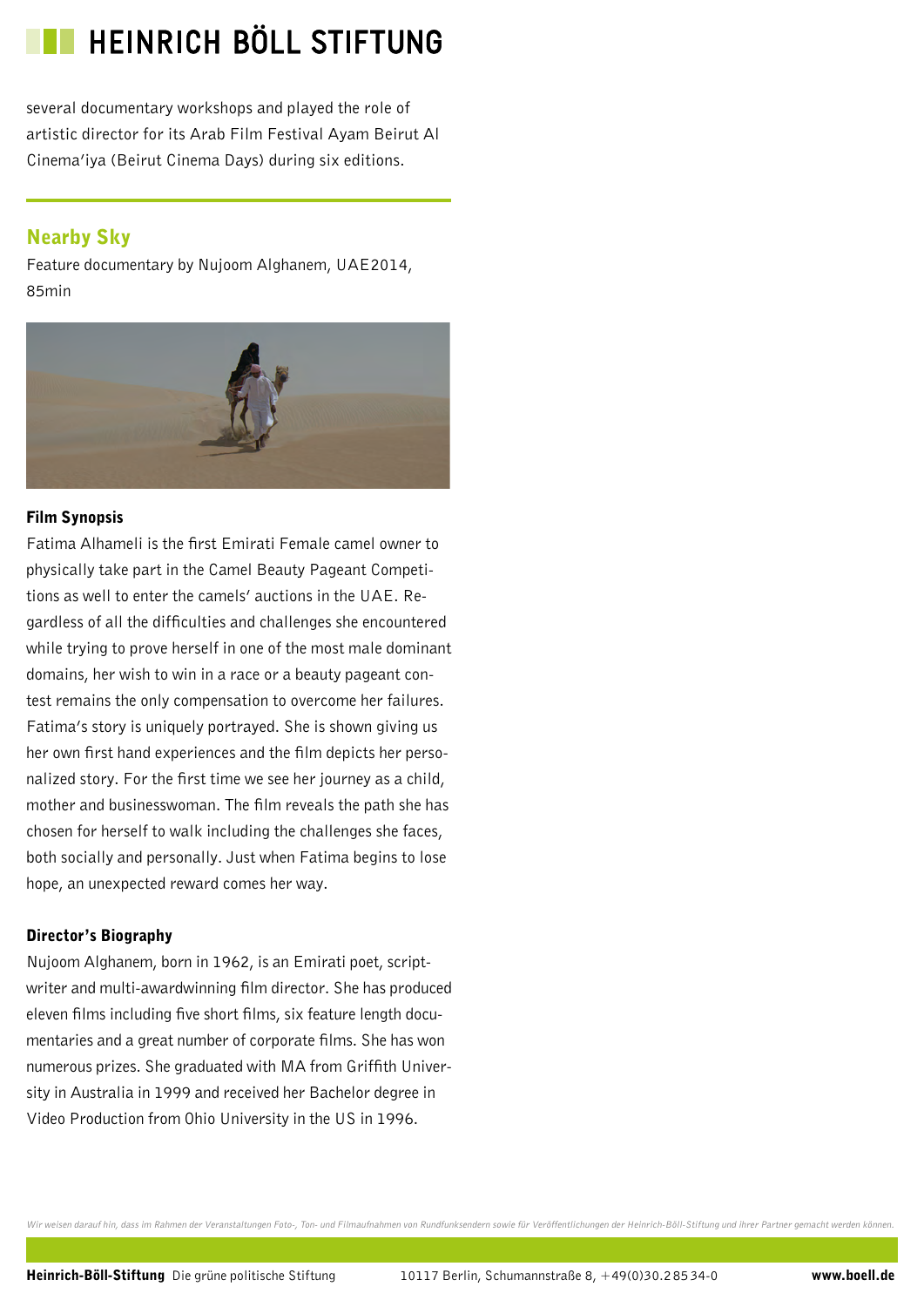several documentary workshops and played the role of artistic director for its Arab Film Festival Ayam Beirut Al Cinema'iya (Beirut Cinema Days) during six editions.

## Nearby Sky

Feature documentary by Nujoom Alghanem, UAE2014, 85min

### Film Synopsis

Fatima Alhameli is the first Emirati Female camel owner to physically take part in the Camel Beauty Pageant Competitions as well to enter the camels' auctions in the UAE. Regardless of all the difficulties and challenges she encountered while trying to prove herself in one of the most male dominant domains, her wish to win in a race or a beauty pageant contest remains the only compensation to overcome her failures. Fatima's story is uniquely portrayed. She is shown giving us her own first hand experiences and the film depicts her personalized story. For the first time we see her journey as a child, mother and businesswoman. The film reveals the path she has chosen for herself to walk including the challenges she faces, both socially and personally. Just when Fatima begins to lose hope, an unexpected reward comes her way.

### Director's Biography

Nujoom Alghanem, born in 1962, is an Emirati poet, scriptwriter and multi-awardwinning film director. She has produced eleven films including five short films, six feature length documentaries and a great number of corporate films. She has won numerous prizes. She graduated with MA from Griffith University in Australia in 1999 and received her Bachelor degree in Video Production from Ohio University in the US in 1996.

*Wir weisen darauf hin, dass im Rahmen der Veranstaltungen Foto-, Ton- und Filmaufnahmen von Rundfunksendern sowie für Veröffentlichungen der Heinrich-Böll-Stiftung und ihrer Partner gemacht werden können.*